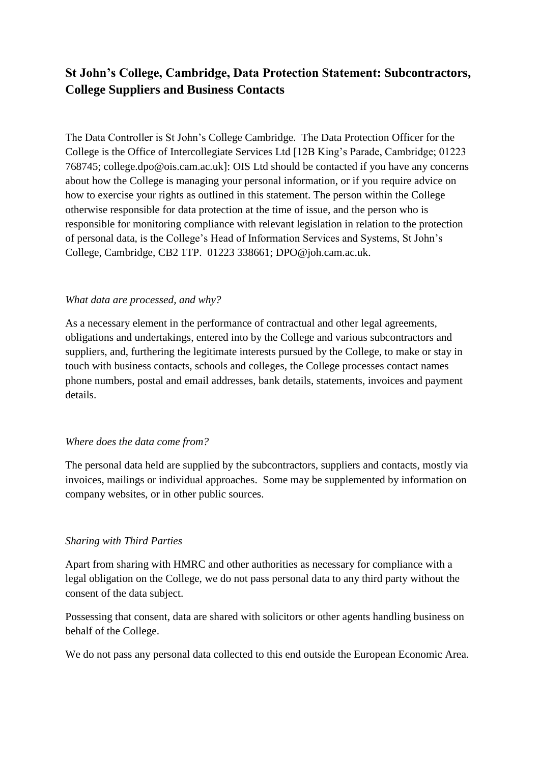# St John's College, Cambridge, Data Protection Statement: Subcontractors, College Suppliers and Business Contacts

The Data Controller is St John's College Cambridge. The Data Protection Officer for the College is the Office of Intercollegiate Services Ltd [12B King's Parade, Cambridge; 01223 768745; college.dpo@ois.cam.ac.uk]: OIS Ltd should be contacted if you have any concerns about how the College is managing your personal information, or if you require advice on how to exercise your rights as outlined in this statement. The person within the College otherwise responsible for data protection at the time of issue, and the person who is responsible for monitoring compliance with relevant legislation in relation to the protection of personal data, is the College's Head of Information Services and Systems, St John's College, Cambridge, CB2 1TP. 01223 338661; DPO@joh.cam.ac.uk.

*What data are processed, and why?*

As a necessary element in the performance of contractual and other legal agreements, obligations and undertakings, entered into by the College and various subcontractors and suppliers, and, furthering the legitimate interests pursued by the College, to make or stay in touch with business contacts, schools and colleges, the College processes contact names phone numbers, postal and email addresses, bank details, statements, invoices and payment details.

*Where does the data come from?*

The personal data held are supplied by the subcontractors, suppliers and contacts, mostly via invoices, mailings or individual approaches. Some may be supplemented by information on company websites, or in other public sources.

*Sharing with Third Parties*

Apart from sharing with HMRC and other authorities as necessary for compliance with a legal obligation on the College, we do not pass personal data to any third party without the consent of the data subject.

Possessing that consent, data are shared with solicitors or other agents handling business on behalf of the College.

We do not pass any personal data collected to this end outside the European Economic Area.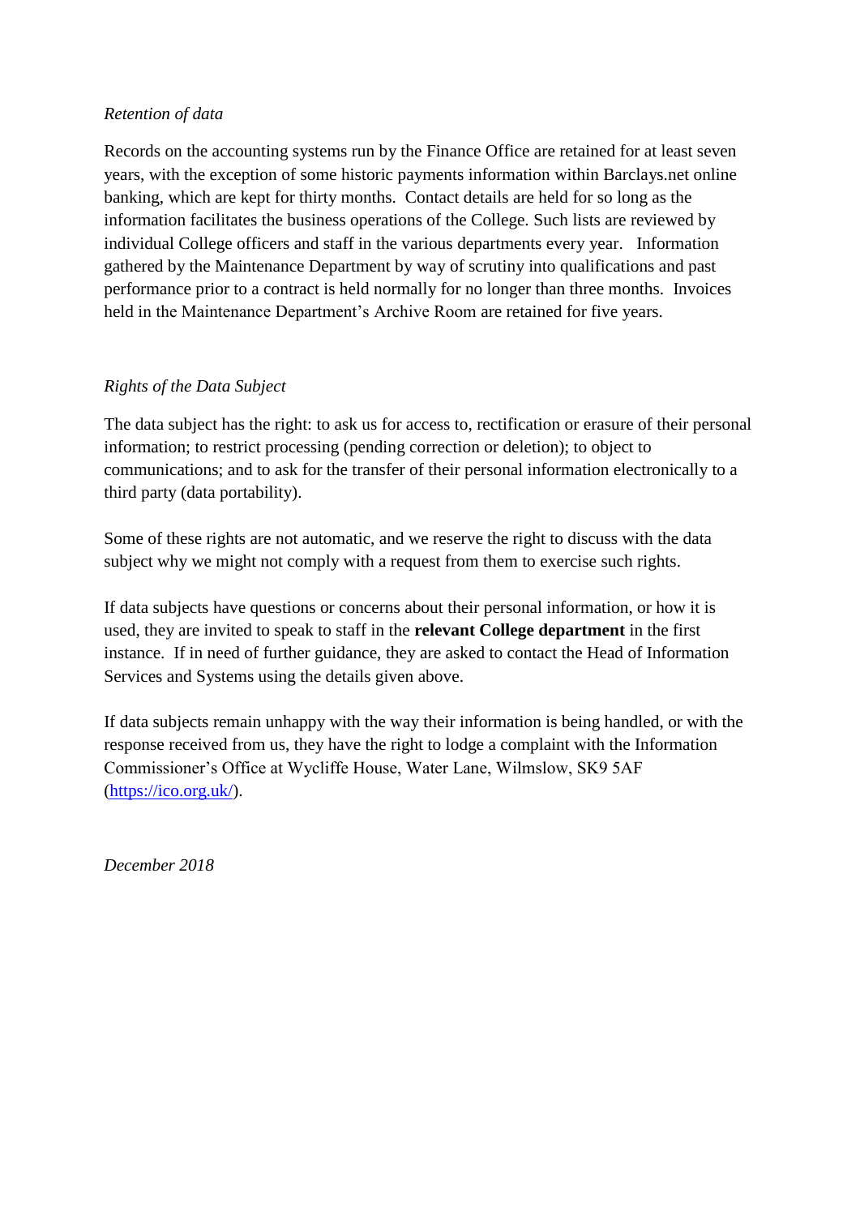*Retention of data*

Records on the accounting systems run by the Finance Office are retained for at least seven years, with the exception of some historic payments information within Barclays.net online banking, which are kept for thirty months. Contact details are held for so long as the information facilitates the business operations of the College. Such lists are reviewed by individual College officers and staff in the various departments every year. Information gathered by the Maintenance Department by way of scrutiny into qualifications and past performance prior to a contract is held normally for no longer than three months. Invoices held in the Maintenance Department's Archive Room are retained for five years.

*Rights of the Data Subject*

The data subject has the right: to ask us for access to, rectification or erasure of their personal information; to restrict processing (pending correction or deletion); to object to communications; and to ask for the transfer of their personal information electronically to a third party (data portability).

Some of these rights are not automatic, and we reserve the right to discuss with the data subject why we might not comply with a request from them to exercise such rights.

If data subjects have questions or concerns about their personal information, or how it is used, they are invited to speak to staff in the **relevant College department** in the first instance. If in need of further guidance, they are asked to contact the Head of Information Services and Systems using the details given above.

If data subjects remain unhappy with the way their information is being handled, or with the response received from us, they have the right to lodge a complaint with the Information Commissioner's Office at Wycliffe House, Water Lane, Wilmslow, SK9 5AF (https://ico.org.uk/).

*December 2018*